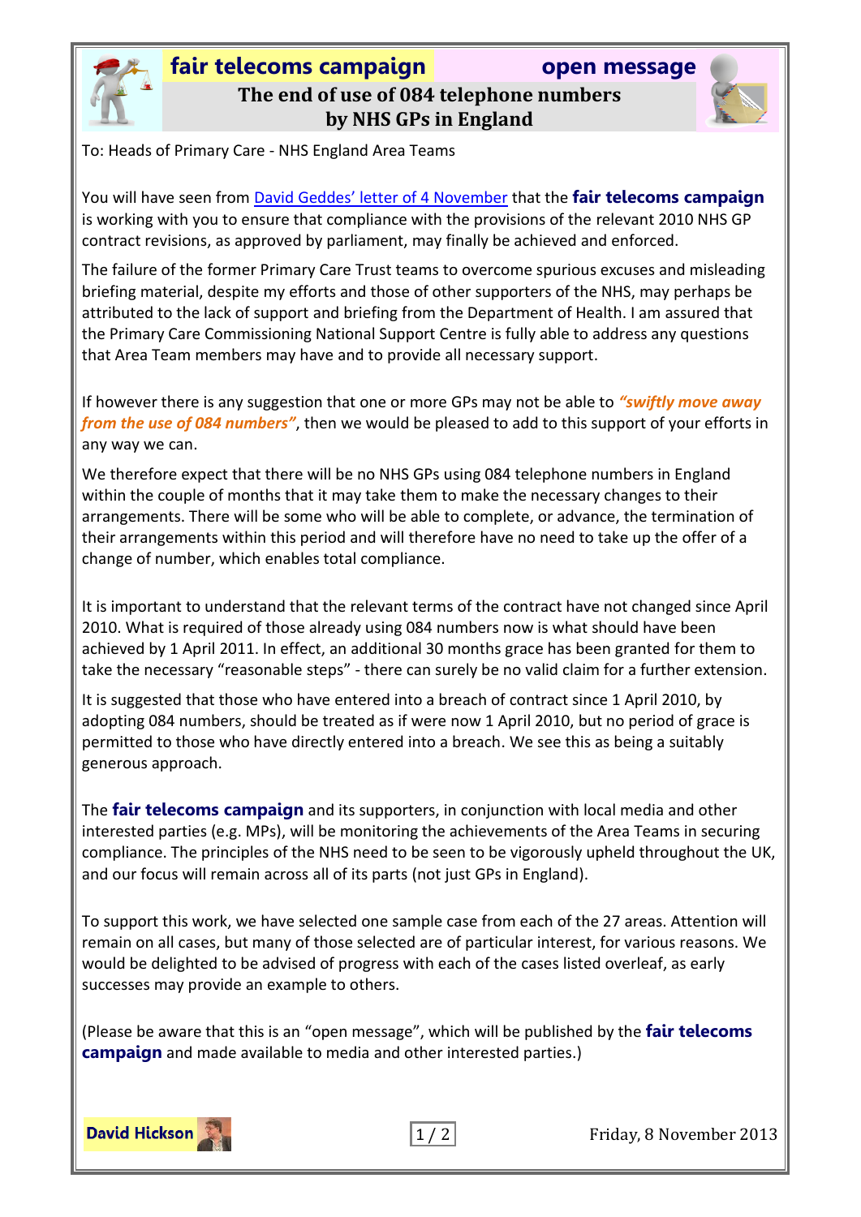**fair telecoms campaign** **open message**

# The end of use of 084 telephone numbers by NHS GPs in England

To: Heads of Primary Care - NHS England Area Teams

You will have seen from David Geddes' letter of 4 November that the **fair telecoms campaign** is working with you to ensure that compliance with the provisions of the relevant 2010 NHS GP contract revisions, as approved by parliament, may finally be achieved and enforced.

The failure of the former Primary Care Trust teams to overcome spurious excuses and misleading briefing material, despite my efforts and those of other supporters of the NHS, may perhaps be attributed to the lack of support and briefing from the Department of Health. I am assured that the Primary Care Commissioning National Support Centre is fully able to address any questions that Area Team members may have and to provide all necessary support.

If however there is any suggestion that one or more GPs may not be able to ***"swiftly move away from the use of 084 numbers"***, then we would be pleased to add to this support of your efforts in any way we can.

We therefore expect that there will be no NHS GPs using 084 telephone numbers in England within the couple of months that it may take them to make the necessary changes to their arrangements. There will be some who will be able to complete, or advance, the termination of their arrangements within this period and will therefore have no need to take up the offer of a change of number, which enables total compliance.

It is important to understand that the relevant terms of the contract have not changed since April 2010. What is required of those already using 084 numbers now is what should have been achieved by 1 April 2011. In effect, an additional 30 months grace has been granted for them to take the necessary "reasonable steps" - there can surely be no valid claim for a further extension.

It is suggested that those who have entered into a breach of contract since 1 April 2010, by adopting 084 numbers, should be treated as if were now 1 April 2010, but no period of grace is permitted to those who have directly entered into a breach. We see this as being a suitably generous approach.

The **fair telecoms campaign** and its supporters, in conjunction with local media and other interested parties (e.g. MPs), will be monitoring the achievements of the Area Teams in securing compliance. The principles of the NHS need to be seen to be vigorously upheld throughout the UK, and our focus will remain across all of its parts (not just GPs in England).

To support this work, we have selected one sample case from each of the 27 areas. Attention will remain on all cases, but many of those selected are of particular interest, for various reasons. We would be delighted to be advised of progress with each of the cases listed overleaf, as early successes may provide an example to others.

(Please be aware that this is an "open message", which will be published by the **fair telecoms campaign** and made available to media and other interested parties.)

**David Hickson**

Friday, 8 November 2013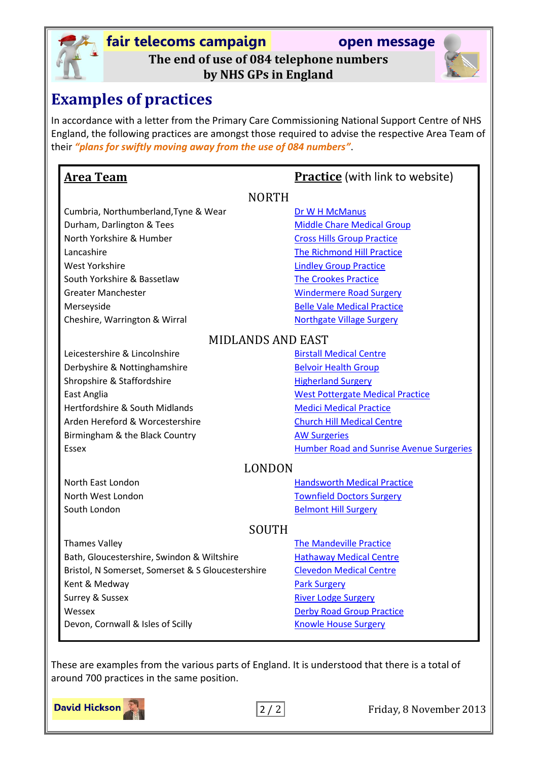**fair telecoms campaign** **open message**

**The end of use of 084 telephone numbers by NHS GPs in England**

# Examples of practices

In accordance with a letter from the Primary Care Commissioning National Support Centre of NHS England, the following practices are amongst those required to advise the respective Area Team of their ***"plans for swiftly moving away from the use of 084 numbers"***.

| **Area Team** | **Practice** (with link to website) |
|---|---|
| **NORTH** | |
| Cumbria, Northumberland, Tyne & Wear | Dr W H McManus |
| Durham, Darlington & Tees | Middle Chare Medical Group |
| North Yorkshire & Humber | Cross Hills Group Practice |
| Lancashire | The Richmond Hill Practice |
| West Yorkshire | Lindley Group Practice |
| South Yorkshire & Bassetlaw | The Crookes Practice |
| Greater Manchester | Windermere Road Surgery |
| Merseyside | Belle Vale Medical Practice |
| Cheshire, Warrington & Wirral | Northgate Village Surgery |
| **MIDLANDS AND EAST** | |
| Leicestershire & Lincolnshire | Birstall Medical Centre |
| Derbyshire & Nottinghamshire | Belvoir Health Group |
| Shropshire & Staffordshire | Higherland Surgery |
| East Anglia | West Pottergate Medical Practice |
| Hertfordshire & South Midlands | Medici Medical Practice |
| Arden Hereford & Worcestershire | Church Hill Medical Centre |
| Birmingham & the Black Country | AW Surgeries |
| Essex | Humber Road and Sunrise Avenue Surgeries |
| **LONDON** | |
| North East London | Handsworth Medical Practice |
| North West London | Townfield Doctors Surgery |
| South London | Belmont Hill Surgery |
| **SOUTH** | |
| Thames Valley | The Mandeville Practice |
| Bath, Gloucestershire, Swindon & Wiltshire | Hathaway Medical Centre |
| Bristol, N Somerset, Somerset & S Gloucestershire | Clevedon Medical Centre |
| Kent & Medway | Park Surgery |
| Surrey & Sussex | River Lodge Surgery |
| Wessex | Derby Road Group Practice |
| Devon, Cornwall & Isles of Scilly | Knowle House Surgery |

These are examples from the various parts of England. It is understood that there is a total of around 700 practices in the same position.

**David Hickson**

Friday, 8 November 2013